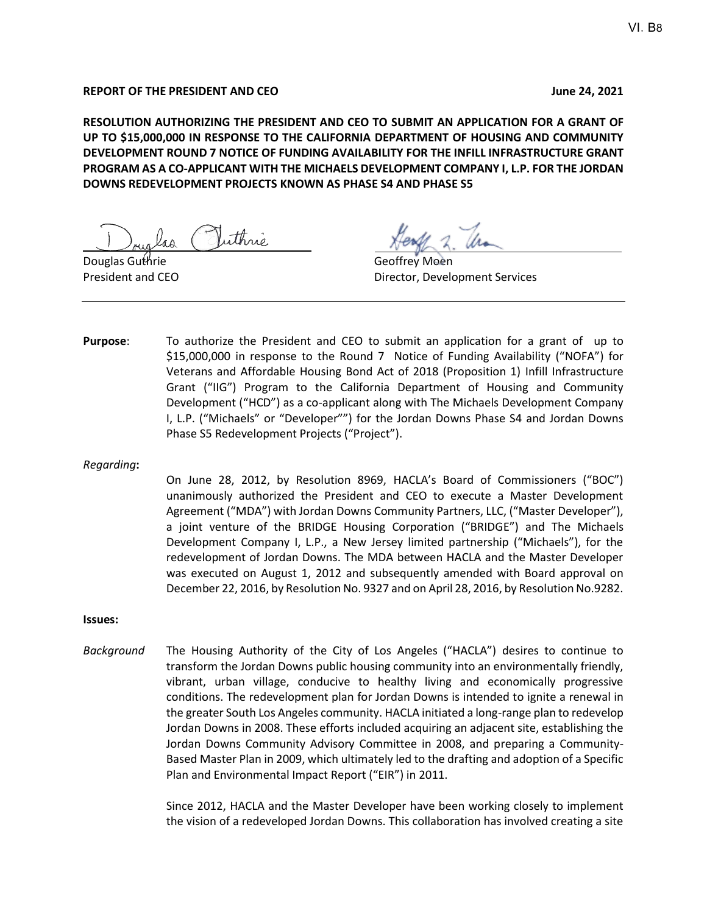VI. B8

**REPORT OF THE PRESIDENT AND CEO** **June 24, 2021**

**RESOLUTION AUTHORIZING THE PRESIDENT AND CEO TO SUBMIT AN APPLICATION FOR A GRANT OF UP TO $15,000,000 IN RESPONSE TO THE CALIFORNIA DEPARTMENT OF HOUSING AND COMMUNITY DEVELOPMENT ROUND 7 NOTICE OF FUNDING AVAILABILITY FOR THE INFILL INFRASTRUCTURE GRANT PROGRAM AS A CO-APPLICANT WITH THE MICHAELS DEVELOPMENT COMPANY I, L.P. FOR THE JORDAN DOWNS REDEVELOPMENT PROJECTS KNOWN AS PHASE S4 AND PHASE S5**

Douglas Guthrie
President and CEO

Geoffrey Moen
Director, Development Services

---

**Purpose**: To authorize the President and CEO to submit an application for a grant of up to $15,000,000 in response to the Round 7 Notice of Funding Availability ("NOFA") for Veterans and Affordable Housing Bond Act of 2018 (Proposition 1) Infill Infrastructure Grant ("IIG") Program to the California Department of Housing and Community Development ("HCD") as a co-applicant along with The Michaels Development Company I, L.P. ("Michaels" or "Developer"") for the Jordan Downs Phase S4 and Jordan Downs Phase S5 Redevelopment Projects ("Project").

*Regarding***:**

On June 28, 2012, by Resolution 8969, HACLA's Board of Commissioners ("BOC") unanimously authorized the President and CEO to execute a Master Development Agreement ("MDA") with Jordan Downs Community Partners, LLC, ("Master Developer"), a joint venture of the BRIDGE Housing Corporation ("BRIDGE") and The Michaels Development Company I, L.P., a New Jersey limited partnership ("Michaels"), for the redevelopment of Jordan Downs. The MDA between HACLA and the Master Developer was executed on August 1, 2012 and subsequently amended with Board approval on December 22, 2016, by Resolution No. 9327 and on April 28, 2016, by Resolution No.9282.

**Issues:**

*Background* The Housing Authority of the City of Los Angeles ("HACLA") desires to continue to transform the Jordan Downs public housing community into an environmentally friendly, vibrant, urban village, conducive to healthy living and economically progressive conditions. The redevelopment plan for Jordan Downs is intended to ignite a renewal in the greater South Los Angeles community. HACLA initiated a long-range plan to redevelop Jordan Downs in 2008. These efforts included acquiring an adjacent site, establishing the Jordan Downs Community Advisory Committee in 2008, and preparing a Community-Based Master Plan in 2009, which ultimately led to the drafting and adoption of a Specific Plan and Environmental Impact Report ("EIR") in 2011.

Since 2012, HACLA and the Master Developer have been working closely to implement the vision of a redeveloped Jordan Downs. This collaboration has involved creating a site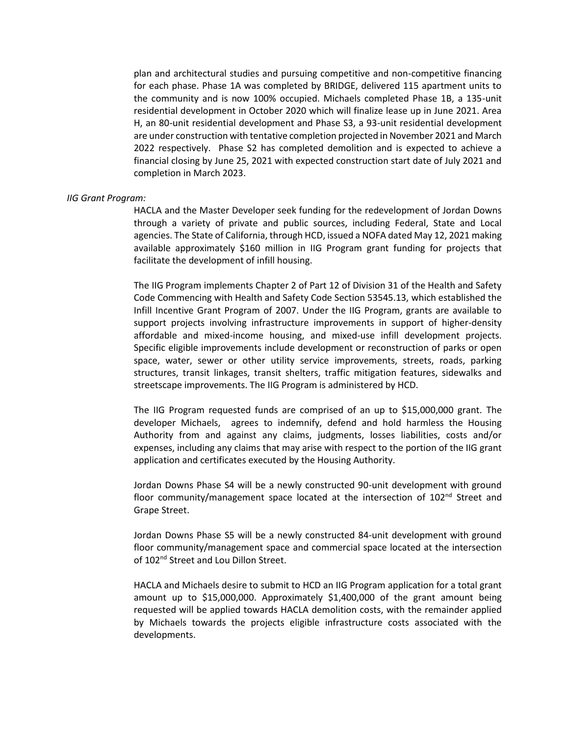plan and architectural studies and pursuing competitive and non-competitive financing for each phase. Phase 1A was completed by BRIDGE, delivered 115 apartment units to the community and is now 100% occupied. Michaels completed Phase 1B, a 135-unit residential development in October 2020 which will finalize lease up in June 2021. Area H, an 80-unit residential development and Phase S3, a 93-unit residential development are under construction with tentative completion projected in November 2021 and March 2022 respectively. Phase S2 has completed demolition and is expected to achieve a financial closing by June 25, 2021 with expected construction start date of July 2021 and completion in March 2023.

*IIG Grant Program:*

HACLA and the Master Developer seek funding for the redevelopment of Jordan Downs through a variety of private and public sources, including Federal, State and Local agencies. The State of California, through HCD, issued a NOFA dated May 12, 2021 making available approximately $160 million in IIG Program grant funding for projects that facilitate the development of infill housing.

The IIG Program implements Chapter 2 of Part 12 of Division 31 of the Health and Safety Code Commencing with Health and Safety Code Section 53545.13, which established the Infill Incentive Grant Program of 2007. Under the IIG Program, grants are available to support projects involving infrastructure improvements in support of higher-density affordable and mixed-income housing, and mixed-use infill development projects. Specific eligible improvements include development or reconstruction of parks or open space, water, sewer or other utility service improvements, streets, roads, parking structures, transit linkages, transit shelters, traffic mitigation features, sidewalks and streetscape improvements. The IIG Program is administered by HCD.

The IIG Program requested funds are comprised of an up to $15,000,000 grant. The developer Michaels, agrees to indemnify, defend and hold harmless the Housing Authority from and against any claims, judgments, losses liabilities, costs and/or expenses, including any claims that may arise with respect to the portion of the IIG grant application and certificates executed by the Housing Authority.

Jordan Downs Phase S4 will be a newly constructed 90-unit development with ground floor community/management space located at the intersection of 102nd Street and Grape Street.

Jordan Downs Phase S5 will be a newly constructed 84-unit development with ground floor community/management space and commercial space located at the intersection of 102nd Street and Lou Dillon Street.

HACLA and Michaels desire to submit to HCD an IIG Program application for a total grant amount up to $15,000,000. Approximately $1,400,000 of the grant amount being requested will be applied towards HACLA demolition costs, with the remainder applied by Michaels towards the projects eligible infrastructure costs associated with the developments.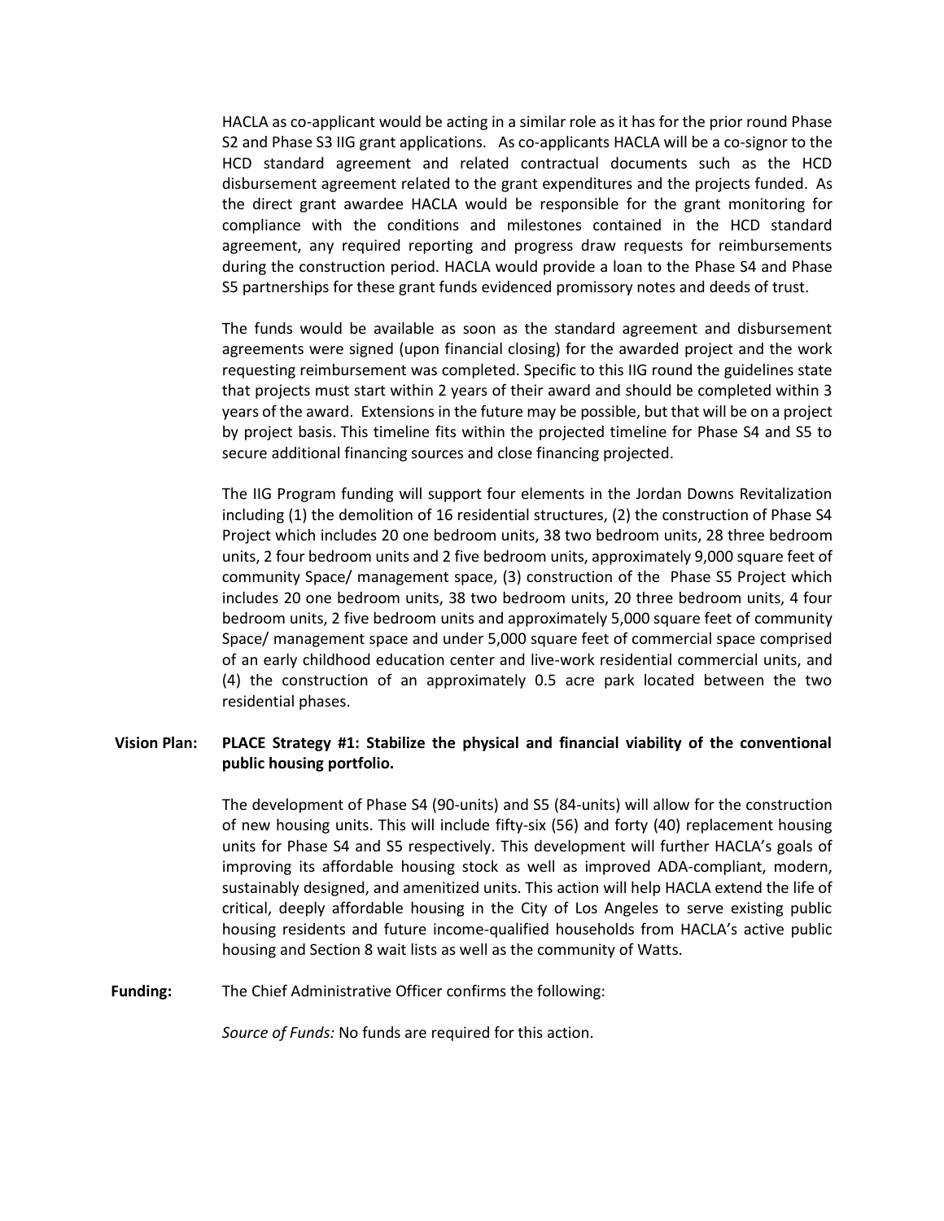HACLA as co-applicant would be acting in a similar role as it has for the prior round Phase S2 and Phase S3 IIG grant applications. As co-applicants HACLA will be a co-signor to the HCD standard agreement and related contractual documents such as the HCD disbursement agreement related to the grant expenditures and the projects funded. As the direct grant awardee HACLA would be responsible for the grant monitoring for compliance with the conditions and milestones contained in the HCD standard agreement, any required reporting and progress draw requests for reimbursements during the construction period. HACLA would provide a loan to the Phase S4 and Phase S5 partnerships for these grant funds evidenced promissory notes and deeds of trust.

The funds would be available as soon as the standard agreement and disbursement agreements were signed (upon financial closing) for the awarded project and the work requesting reimbursement was completed. Specific to this IIG round the guidelines state that projects must start within 2 years of their award and should be completed within 3 years of the award. Extensions in the future may be possible, but that will be on a project by project basis. This timeline fits within the projected timeline for Phase S4 and S5 to secure additional financing sources and close financing projected.

The IIG Program funding will support four elements in the Jordan Downs Revitalization including (1) the demolition of 16 residential structures, (2) the construction of Phase S4 Project which includes 20 one bedroom units, 38 two bedroom units, 28 three bedroom units, 2 four bedroom units and 2 five bedroom units, approximately 9,000 square feet of community Space/ management space, (3) construction of the Phase S5 Project which includes 20 one bedroom units, 38 two bedroom units, 20 three bedroom units, 4 four bedroom units, 2 five bedroom units and approximately 5,000 square feet of community Space/ management space and under 5,000 square feet of commercial space comprised of an early childhood education center and live-work residential commercial units, and (4) the construction of an approximately 0.5 acre park located between the two residential phases.

**Vision Plan:** **PLACE Strategy #1: Stabilize the physical and financial viability of the conventional public housing portfolio.**

The development of Phase S4 (90-units) and S5 (84-units) will allow for the construction of new housing units. This will include fifty-six (56) and forty (40) replacement housing units for Phase S4 and S5 respectively. This development will further HACLA's goals of improving its affordable housing stock as well as improved ADA-compliant, modern, sustainably designed, and amenitized units. This action will help HACLA extend the life of critical, deeply affordable housing in the City of Los Angeles to serve existing public housing residents and future income-qualified households from HACLA's active public housing and Section 8 wait lists as well as the community of Watts.

**Funding:** The Chief Administrative Officer confirms the following:

*Source of Funds:* No funds are required for this action.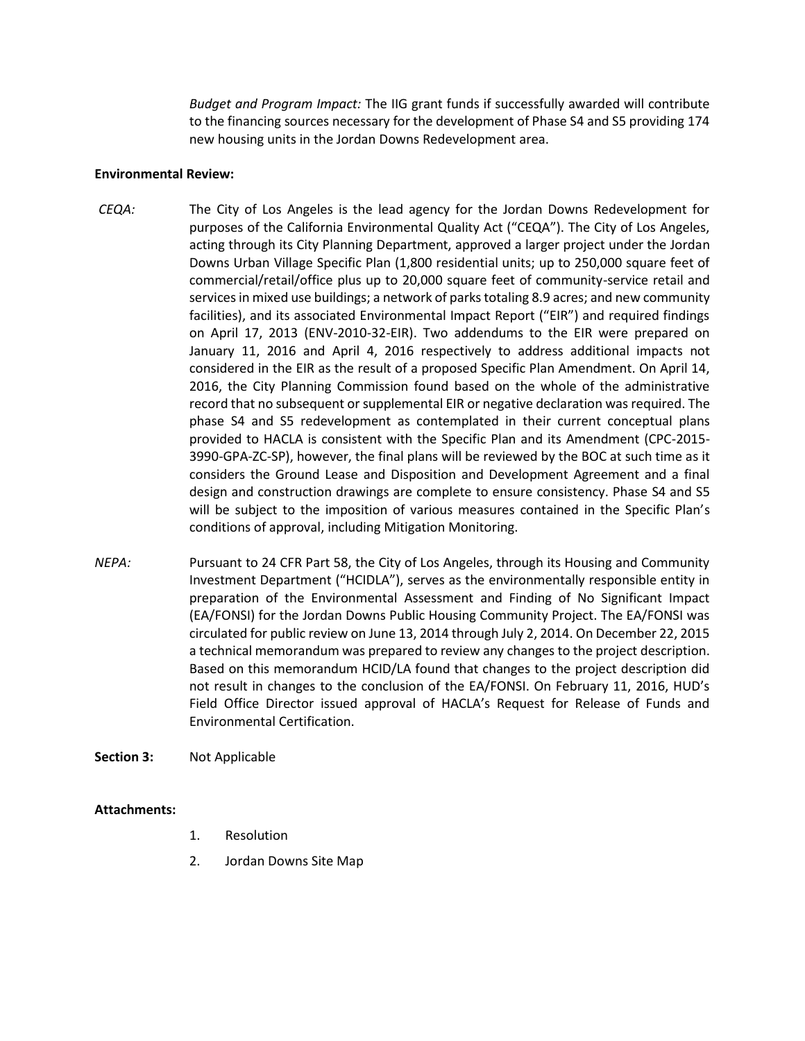*Budget and Program Impact:* The IIG grant funds if successfully awarded will contribute to the financing sources necessary for the development of Phase S4 and S5 providing 174 new housing units in the Jordan Downs Redevelopment area.

**Environmental Review:**

*CEQA:* The City of Los Angeles is the lead agency for the Jordan Downs Redevelopment for purposes of the California Environmental Quality Act ("CEQA"). The City of Los Angeles, acting through its City Planning Department, approved a larger project under the Jordan Downs Urban Village Specific Plan (1,800 residential units; up to 250,000 square feet of commercial/retail/office plus up to 20,000 square feet of community-service retail and services in mixed use buildings; a network of parks totaling 8.9 acres; and new community facilities), and its associated Environmental Impact Report ("EIR") and required findings on April 17, 2013 (ENV-2010-32-EIR). Two addendums to the EIR were prepared on January 11, 2016 and April 4, 2016 respectively to address additional impacts not considered in the EIR as the result of a proposed Specific Plan Amendment. On April 14, 2016, the City Planning Commission found based on the whole of the administrative record that no subsequent or supplemental EIR or negative declaration was required. The phase S4 and S5 redevelopment as contemplated in their current conceptual plans provided to HACLA is consistent with the Specific Plan and its Amendment (CPC-2015-3990-GPA-ZC-SP), however, the final plans will be reviewed by the BOC at such time as it considers the Ground Lease and Disposition and Development Agreement and a final design and construction drawings are complete to ensure consistency. Phase S4 and S5 will be subject to the imposition of various measures contained in the Specific Plan's conditions of approval, including Mitigation Monitoring.

*NEPA:* Pursuant to 24 CFR Part 58, the City of Los Angeles, through its Housing and Community Investment Department ("HCIDLA"), serves as the environmentally responsible entity in preparation of the Environmental Assessment and Finding of No Significant Impact (EA/FONSI) for the Jordan Downs Public Housing Community Project. The EA/FONSI was circulated for public review on June 13, 2014 through July 2, 2014. On December 22, 2015 a technical memorandum was prepared to review any changes to the project description. Based on this memorandum HCID/LA found that changes to the project description did not result in changes to the conclusion of the EA/FONSI. On February 11, 2016, HUD's Field Office Director issued approval of HACLA's Request for Release of Funds and Environmental Certification.

**Section 3:** Not Applicable

**Attachments:**

1. Resolution
2. Jordan Downs Site Map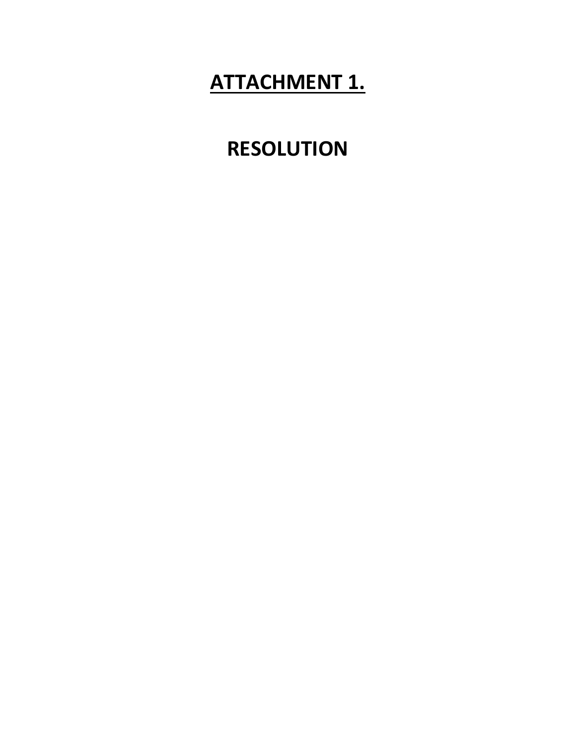# <u>ATTACHMENT 1.</u>

# RESOLUTION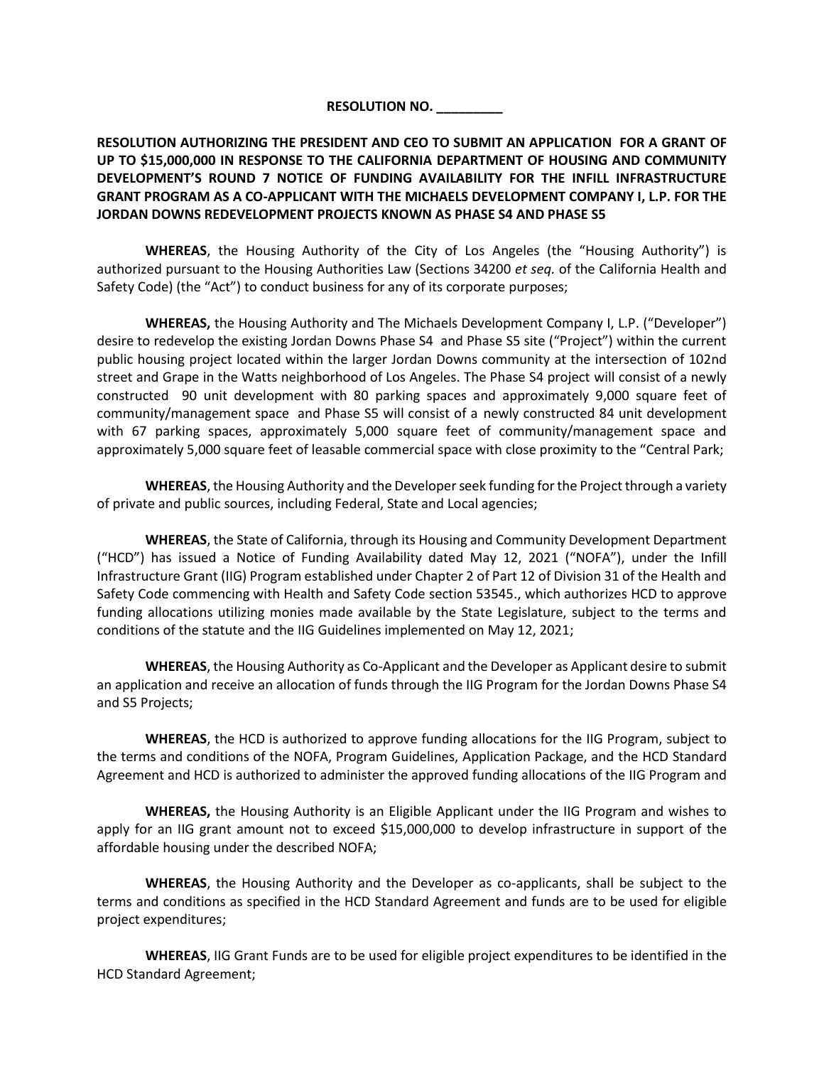**RESOLUTION NO. _________**

**RESOLUTION AUTHORIZING THE PRESIDENT AND CEO TO SUBMIT AN APPLICATION FOR A GRANT OF UP TO $15,000,000 IN RESPONSE TO THE CALIFORNIA DEPARTMENT OF HOUSING AND COMMUNITY DEVELOPMENT'S ROUND 7 NOTICE OF FUNDING AVAILABILITY FOR THE INFILL INFRASTRUCTURE GRANT PROGRAM AS A CO-APPLICANT WITH THE MICHAELS DEVELOPMENT COMPANY I, L.P. FOR THE JORDAN DOWNS REDEVELOPMENT PROJECTS KNOWN AS PHASE S4 AND PHASE S5**

**WHEREAS**, the Housing Authority of the City of Los Angeles (the "Housing Authority") is authorized pursuant to the Housing Authorities Law (Sections 34200 *et seq.* of the California Health and Safety Code) (the "Act") to conduct business for any of its corporate purposes;

**WHEREAS,** the Housing Authority and The Michaels Development Company I, L.P. ("Developer") desire to redevelop the existing Jordan Downs Phase S4 and Phase S5 site ("Project") within the current public housing project located within the larger Jordan Downs community at the intersection of 102nd street and Grape in the Watts neighborhood of Los Angeles. The Phase S4 project will consist of a newly constructed 90 unit development with 80 parking spaces and approximately 9,000 square feet of community/management space and Phase S5 will consist of a newly constructed 84 unit development with 67 parking spaces, approximately 5,000 square feet of community/management space and approximately 5,000 square feet of leasable commercial space with close proximity to the "Central Park;

**WHEREAS**, the Housing Authority and the Developer seek funding for the Project through a variety of private and public sources, including Federal, State and Local agencies;

**WHEREAS**, the State of California, through its Housing and Community Development Department ("HCD") has issued a Notice of Funding Availability dated May 12, 2021 ("NOFA"), under the Infill Infrastructure Grant (IIG) Program established under Chapter 2 of Part 12 of Division 31 of the Health and Safety Code commencing with Health and Safety Code section 53545., which authorizes HCD to approve funding allocations utilizing monies made available by the State Legislature, subject to the terms and conditions of the statute and the IIG Guidelines implemented on May 12, 2021;

**WHEREAS**, the Housing Authority as Co-Applicant and the Developer as Applicant desire to submit an application and receive an allocation of funds through the IIG Program for the Jordan Downs Phase S4 and S5 Projects;

**WHEREAS**, the HCD is authorized to approve funding allocations for the IIG Program, subject to the terms and conditions of the NOFA, Program Guidelines, Application Package, and the HCD Standard Agreement and HCD is authorized to administer the approved funding allocations of the IIG Program and

**WHEREAS,** the Housing Authority is an Eligible Applicant under the IIG Program and wishes to apply for an IIG grant amount not to exceed $15,000,000 to develop infrastructure in support of the affordable housing under the described NOFA;

**WHEREAS**, the Housing Authority and the Developer as co-applicants, shall be subject to the terms and conditions as specified in the HCD Standard Agreement and funds are to be used for eligible project expenditures;

**WHEREAS**, IIG Grant Funds are to be used for eligible project expenditures to be identified in the HCD Standard Agreement;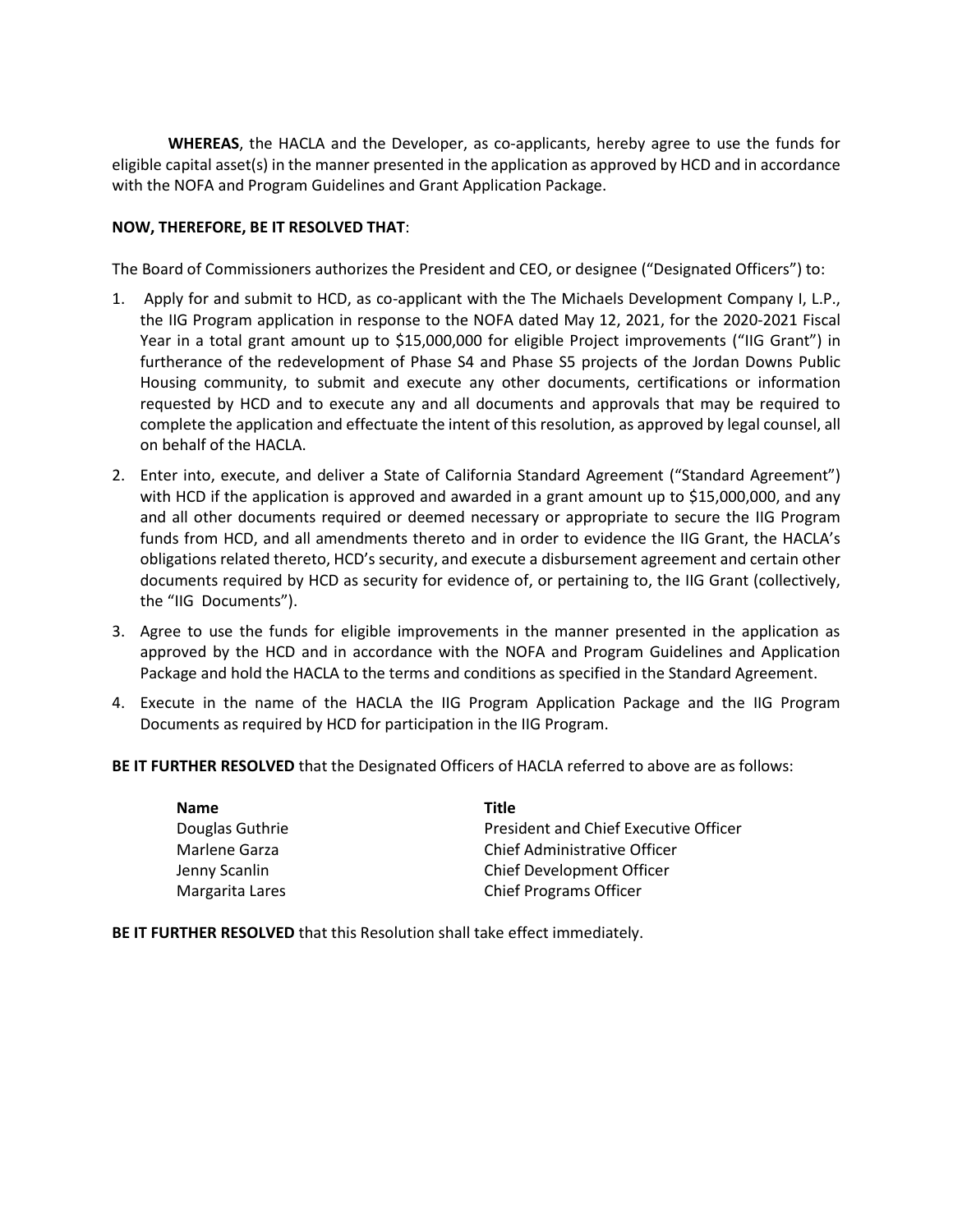**WHEREAS**, the HACLA and the Developer, as co-applicants, hereby agree to use the funds for eligible capital asset(s) in the manner presented in the application as approved by HCD and in accordance with the NOFA and Program Guidelines and Grant Application Package.

**NOW, THEREFORE, BE IT RESOLVED THAT**:

The Board of Commissioners authorizes the President and CEO, or designee ("Designated Officers") to:

1. Apply for and submit to HCD, as co-applicant with the The Michaels Development Company I, L.P., the IIG Program application in response to the NOFA dated May 12, 2021, for the 2020-2021 Fiscal Year in a total grant amount up to $15,000,000 for eligible Project improvements ("IIG Grant") in furtherance of the redevelopment of Phase S4 and Phase S5 projects of the Jordan Downs Public Housing community, to submit and execute any other documents, certifications or information requested by HCD and to execute any and all documents and approvals that may be required to complete the application and effectuate the intent of this resolution, as approved by legal counsel, all on behalf of the HACLA.
2. Enter into, execute, and deliver a State of California Standard Agreement ("Standard Agreement") with HCD if the application is approved and awarded in a grant amount up to $15,000,000, and any and all other documents required or deemed necessary or appropriate to secure the IIG Program funds from HCD, and all amendments thereto and in order to evidence the IIG Grant, the HACLA's obligations related thereto, HCD's security, and execute a disbursement agreement and certain other documents required by HCD as security for evidence of, or pertaining to, the IIG Grant (collectively, the "IIG Documents").
3. Agree to use the funds for eligible improvements in the manner presented in the application as approved by the HCD and in accordance with the NOFA and Program Guidelines and Application Package and hold the HACLA to the terms and conditions as specified in the Standard Agreement.
4. Execute in the name of the HACLA the IIG Program Application Package and the IIG Program Documents as required by HCD for participation in the IIG Program.

**BE IT FURTHER RESOLVED** that the Designated Officers of HACLA referred to above are as follows:

| **Name** | **Title** |
|---|---|
| Douglas Guthrie | President and Chief Executive Officer |
| Marlene Garza | Chief Administrative Officer |
| Jenny Scanlin | Chief Development Officer |
| Margarita Lares | Chief Programs Officer |

**BE IT FURTHER RESOLVED** that this Resolution shall take effect immediately.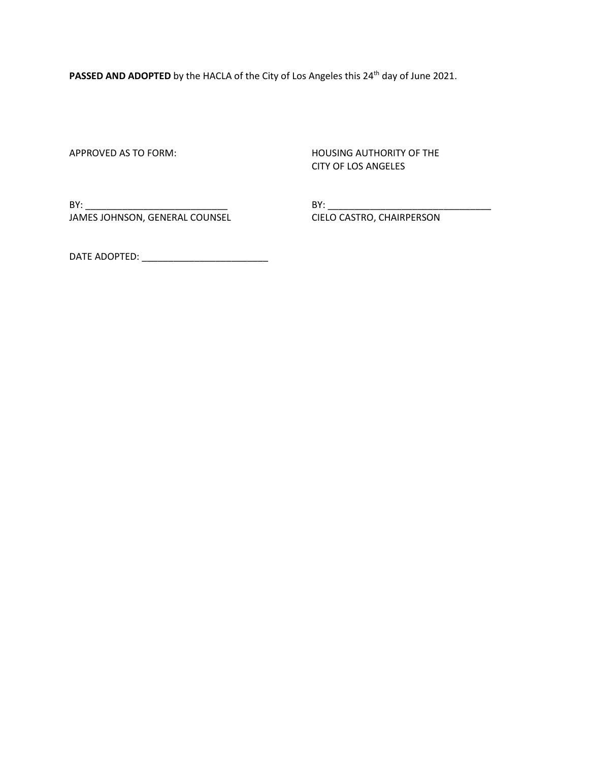**PASSED AND ADOPTED** by the HACLA of the City of Los Angeles this 24th day of June 2021.

APPROVED AS TO FORM:

BY: ____________________________
JAMES JOHNSON, GENERAL COUNSEL

HOUSING AUTHORITY OF THE
CITY OF LOS ANGELES

BY: ________________________________
CIELO CASTRO, CHAIRPERSON

DATE ADOPTED: ________________________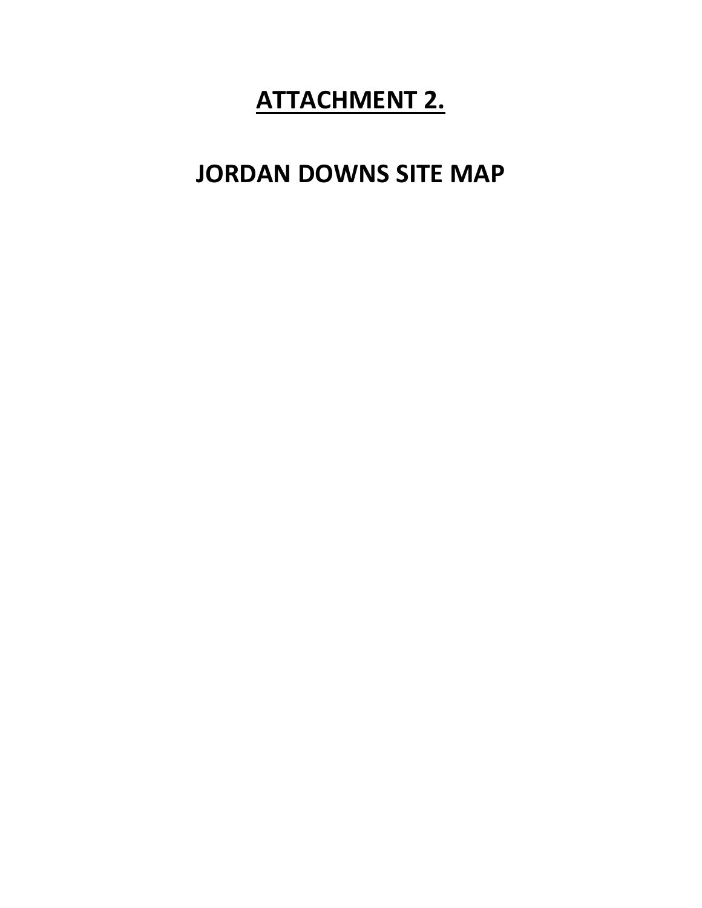# ATTACHMENT 2.

# JORDAN DOWNS SITE MAP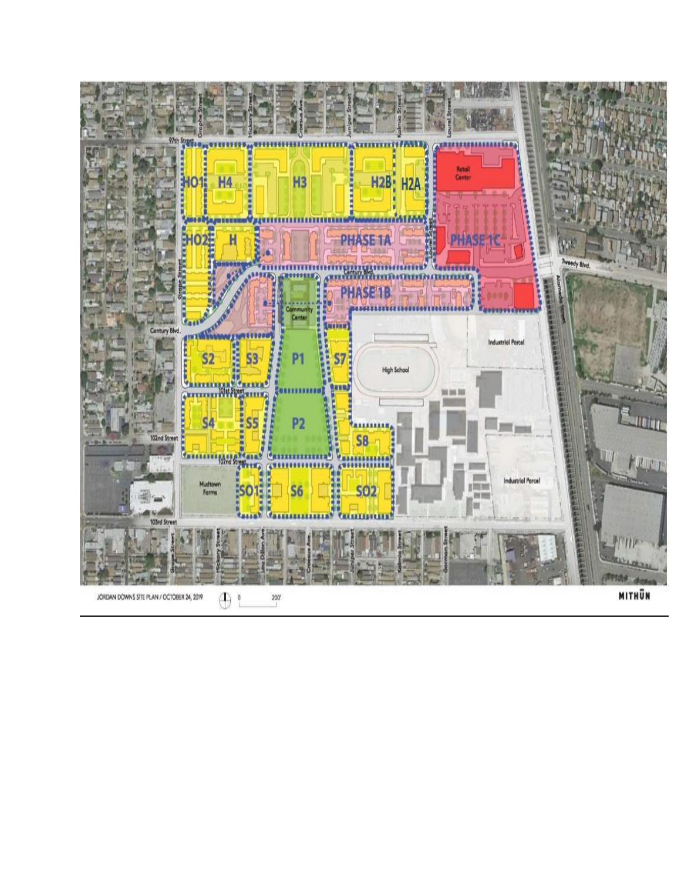97th Street

Grape Street

Hickory Street

Croesus Ave.

Juniper Street

Kalmia Street

Laurel Street

HO1

H4

H3

H2B

H2A

Retail Center

HO2

H

PHASE 1A

PHASE 1C

Tweedy Blvd.

Century Blvd.

PHASE 1B

Community Center

Alameda Street

Century Blvd.

S2

S3

P1

S7

High School

Industrial Parcel

101st Street

S4

S5

P2

102nd Street

S8

102nd Street

Mudtown Farms

SO1

S6

SO2

Industrial Parcel

103rd Street

Grape Street

Hickory Street

Lou Dillon Ave.

Croesus Ave.

Juniper Street

Kalmia Street

Gorman Street

JORDAN DOWNS SITE PLAN / OCTOBER 24, 2019

0 200'

MITHŪN